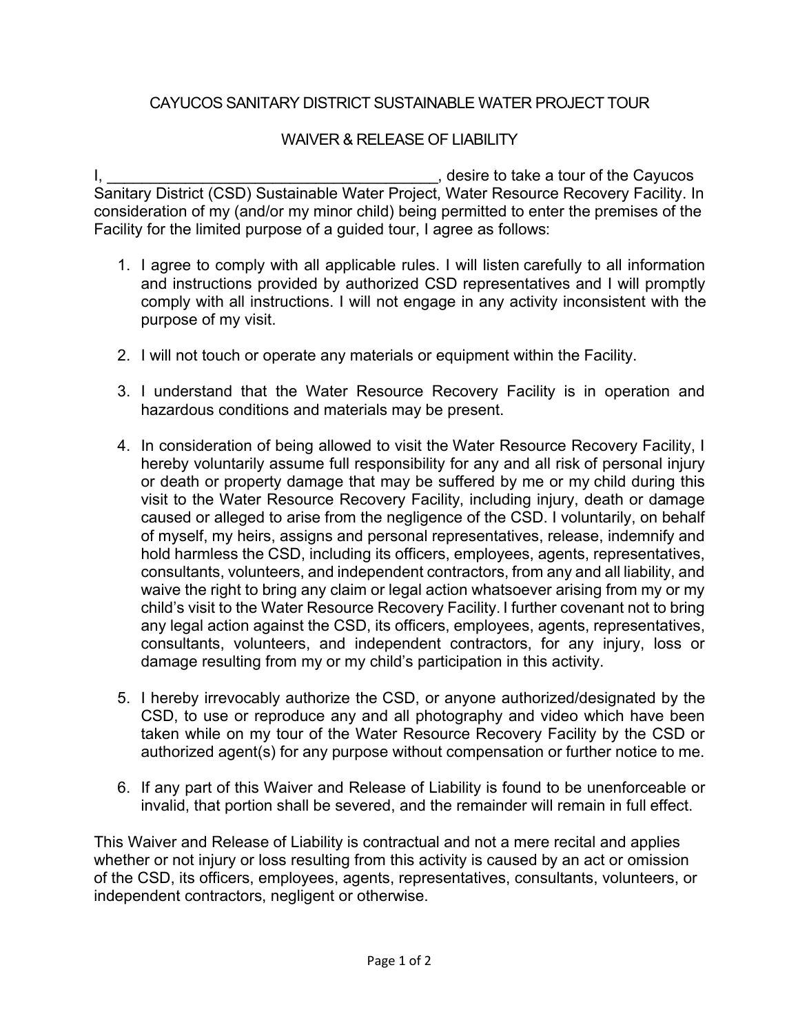# CAYUCOS SANITARY DISTRICT SUSTAINABLE WATER PROJECT TOUR

## WAIVER & RELEASE OF LIABILITY

I, ______________________________________, desire to take a tour of the Cayucos Sanitary District (CSD) Sustainable Water Project, Water Resource Recovery Facility. In consideration of my (and/or my minor child) being permitted to enter the premises of the Facility for the limited purpose of a guided tour, I agree as follows:

1. I agree to comply with all applicable rules. I will listen carefully to all information and instructions provided by authorized CSD representatives and I will promptly comply with all instructions. I will not engage in any activity inconsistent with the purpose of my visit.

2. I will not touch or operate any materials or equipment within the Facility.

3. I understand that the Water Resource Recovery Facility is in operation and hazardous conditions and materials may be present.

4. In consideration of being allowed to visit the Water Resource Recovery Facility, I hereby voluntarily assume full responsibility for any and all risk of personal injury or death or property damage that may be suffered by me or my child during this visit to the Water Resource Recovery Facility, including injury, death or damage caused or alleged to arise from the negligence of the CSD. I voluntarily, on behalf of myself, my heirs, assigns and personal representatives, release, indemnify and hold harmless the CSD, including its officers, employees, agents, representatives, consultants, volunteers, and independent contractors, from any and all liability, and waive the right to bring any claim or legal action whatsoever arising from my or my child's visit to the Water Resource Recovery Facility. I further covenant not to bring any legal action against the CSD, its officers, employees, agents, representatives, consultants, volunteers, and independent contractors, for any injury, loss or damage resulting from my or my child's participation in this activity.

5. I hereby irrevocably authorize the CSD, or anyone authorized/designated by the CSD, to use or reproduce any and all photography and video which have been taken while on my tour of the Water Resource Recovery Facility by the CSD or authorized agent(s) for any purpose without compensation or further notice to me.

6. If any part of this Waiver and Release of Liability is found to be unenforceable or invalid, that portion shall be severed, and the remainder will remain in full effect.

This Waiver and Release of Liability is contractual and not a mere recital and applies whether or not injury or loss resulting from this activity is caused by an act or omission of the CSD, its officers, employees, agents, representatives, consultants, volunteers, or independent contractors, negligent or otherwise.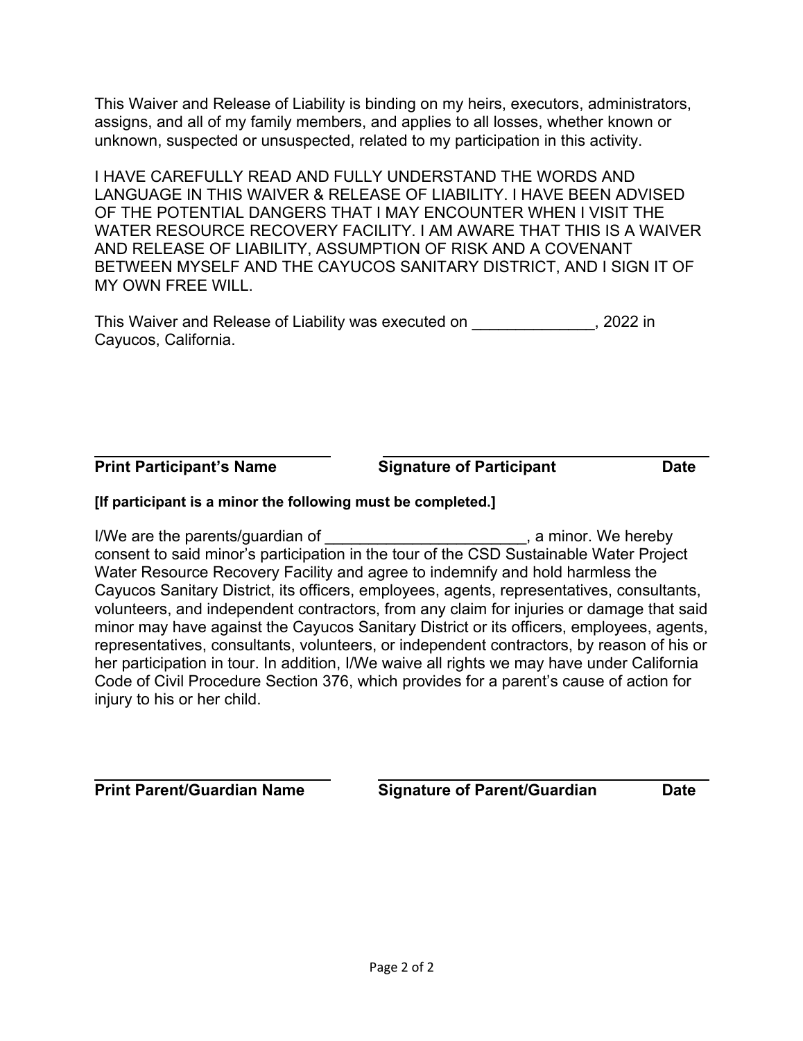This Waiver and Release of Liability is binding on my heirs, executors, administrators, assigns, and all of my family members, and applies to all losses, whether known or unknown, suspected or unsuspected, related to my participation in this activity.

I HAVE CAREFULLY READ AND FULLY UNDERSTAND THE WORDS AND LANGUAGE IN THIS WAIVER & RELEASE OF LIABILITY. I HAVE BEEN ADVISED OF THE POTENTIAL DANGERS THAT I MAY ENCOUNTER WHEN I VISIT THE WATER RESOURCE RECOVERY FACILITY. I AM AWARE THAT THIS IS A WAIVER AND RELEASE OF LIABILITY, ASSUMPTION OF RISK AND A COVENANT BETWEEN MYSELF AND THE CAYUCOS SANITARY DISTRICT, AND I SIGN IT OF MY OWN FREE WILL.

This Waiver and Release of Liability was executed on ______________, 2022 in Cayucos, California.

____________________________ ____________________________________

**Print Participant's Name** **Signature of Participant** **Date**

**[If participant is a minor the following must be completed.]**

I/We are the parents/guardian of _______________________, a minor. We hereby consent to said minor's participation in the tour of the CSD Sustainable Water Project Water Resource Recovery Facility and agree to indemnify and hold harmless the Cayucos Sanitary District, its officers, employees, agents, representatives, consultants, volunteers, and independent contractors, from any claim for injuries or damage that said minor may have against the Cayucos Sanitary District or its officers, employees, agents, representatives, consultants, volunteers, or independent contractors, by reason of his or her participation in tour. In addition, I/We waive all rights we may have under California Code of Civil Procedure Section 376, which provides for a parent's cause of action for injury to his or her child.

____________________________ ____________________________________

**Print Parent/Guardian Name** **Signature of Parent/Guardian** **Date**